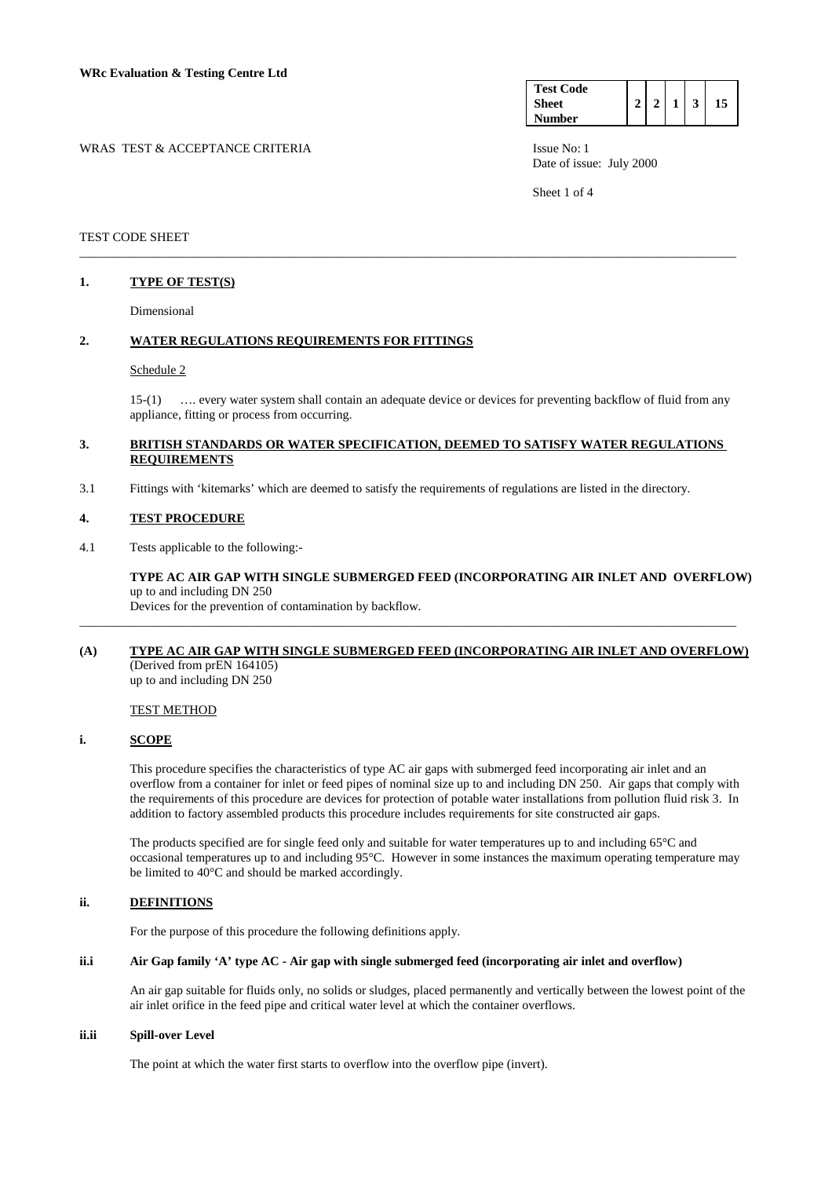**WRc Evaluation & Testing Centre Ltd**

| Test Code Sheet Number | 2 | 2 | 1 | 3 | 15 |
|---|---|---|---|---|---|

WRAS TEST & ACCEPTANCE CRITERIA

Issue No: 1
Date of issue: July 2000

TEST CODE SHEET

## 1. TYPE OF TEST(S)

Dimensional

## 2. WATER REGULATIONS REQUIREMENTS FOR FITTINGS

Schedule 2

15-(1) …. every water system shall contain an adequate device or devices for preventing backflow of fluid from any appliance, fitting or process from occurring.

## 3. BRITISH STANDARDS OR WATER SPECIFICATION, DEEMED TO SATISFY WATER REGULATIONS REQUIREMENTS

3.1 Fittings with 'kitemarks' which are deemed to satisfy the requirements of regulations are listed in the directory.

## 4. TEST PROCEDURE

4.1 Tests applicable to the following:-

**TYPE AC AIR GAP WITH SINGLE SUBMERGED FEED (INCORPORATING AIR INLET AND OVERFLOW)**
up to and including DN 250
Devices for the prevention of contamination by backflow.

## (A) TYPE AC AIR GAP WITH SINGLE SUBMERGED FEED (INCORPORATING AIR INLET AND OVERFLOW)

(Derived from prEN 164105)
up to and including DN 250

TEST METHOD

### i. SCOPE

This procedure specifies the characteristics of type AC air gaps with submerged feed incorporating air inlet and an overflow from a container for inlet or feed pipes of nominal size up to and including DN 250. Air gaps that comply with the requirements of this procedure are devices for protection of potable water installations from pollution fluid risk 3. In addition to factory assembled products this procedure includes requirements for site constructed air gaps.

The products specified are for single feed only and suitable for water temperatures up to and including 65°C and occasional temperatures up to and including 95°C. However in some instances the maximum operating temperature may be limited to 40°C and should be marked accordingly.

### ii. DEFINITIONS

For the purpose of this procedure the following definitions apply.

#### ii.i Air Gap family 'A' type AC - Air gap with single submerged feed (incorporating air inlet and overflow)

An air gap suitable for fluids only, no solids or sludges, placed permanently and vertically between the lowest point of the air inlet orifice in the feed pipe and critical water level at which the container overflows.

#### ii.ii Spill-over Level

The point at which the water first starts to overflow into the overflow pipe (invert).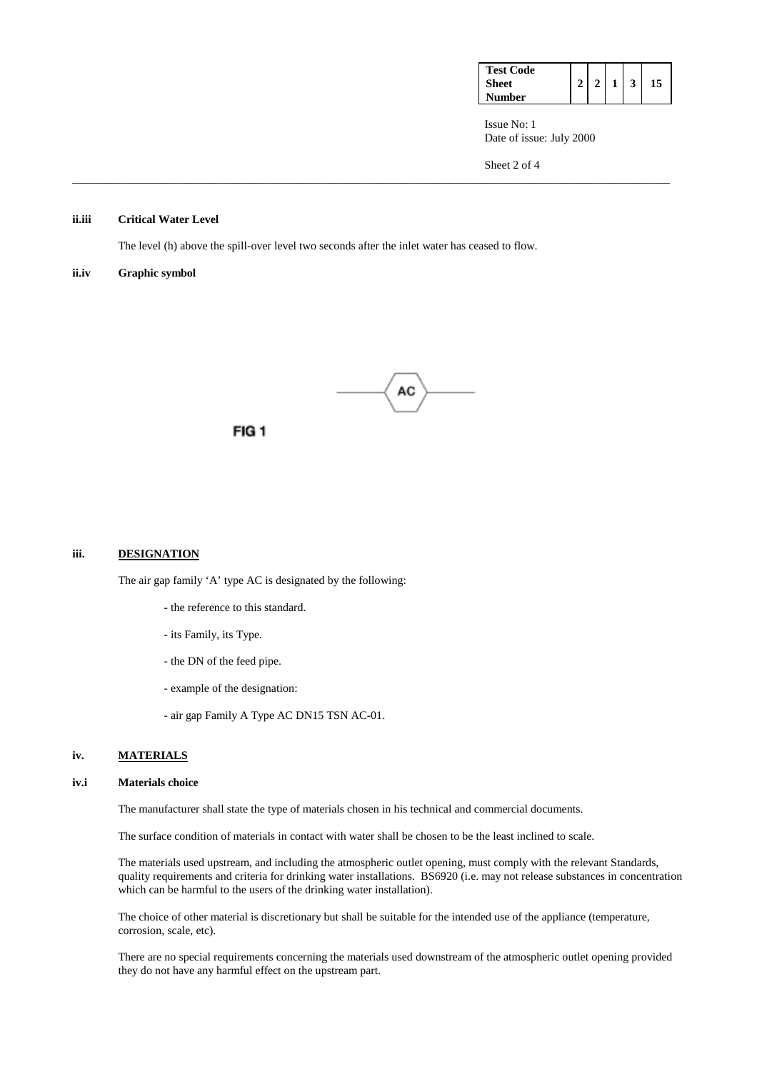**ii.iii Critical Water Level**

The level (h) above the spill-over level two seconds after the inlet water has ceased to flow.

**ii.iv Graphic symbol**

AC

FIG 1

## iii. DESIGNATION

The air gap family 'A' type AC is designated by the following:

- the reference to this standard.
- its Family, its Type.
- the DN of the feed pipe.
- example of the designation:
- air gap Family A Type AC DN15 TSN AC-01.

## iv. MATERIALS

**iv.i Materials choice**

The manufacturer shall state the type of materials chosen in his technical and commercial documents.

The surface condition of materials in contact with water shall be chosen to be the least inclined to scale.

The materials used upstream, and including the atmospheric outlet opening, must comply with the relevant Standards, quality requirements and criteria for drinking water installations. BS6920 (i.e. may not release substances in concentration which can be harmful to the users of the drinking water installation).

The choice of other material is discretionary but shall be suitable for the intended use of the appliance (temperature, corrosion, scale, etc).

There are no special requirements concerning the materials used downstream of the atmospheric outlet opening provided they do not have any harmful effect on the upstream part.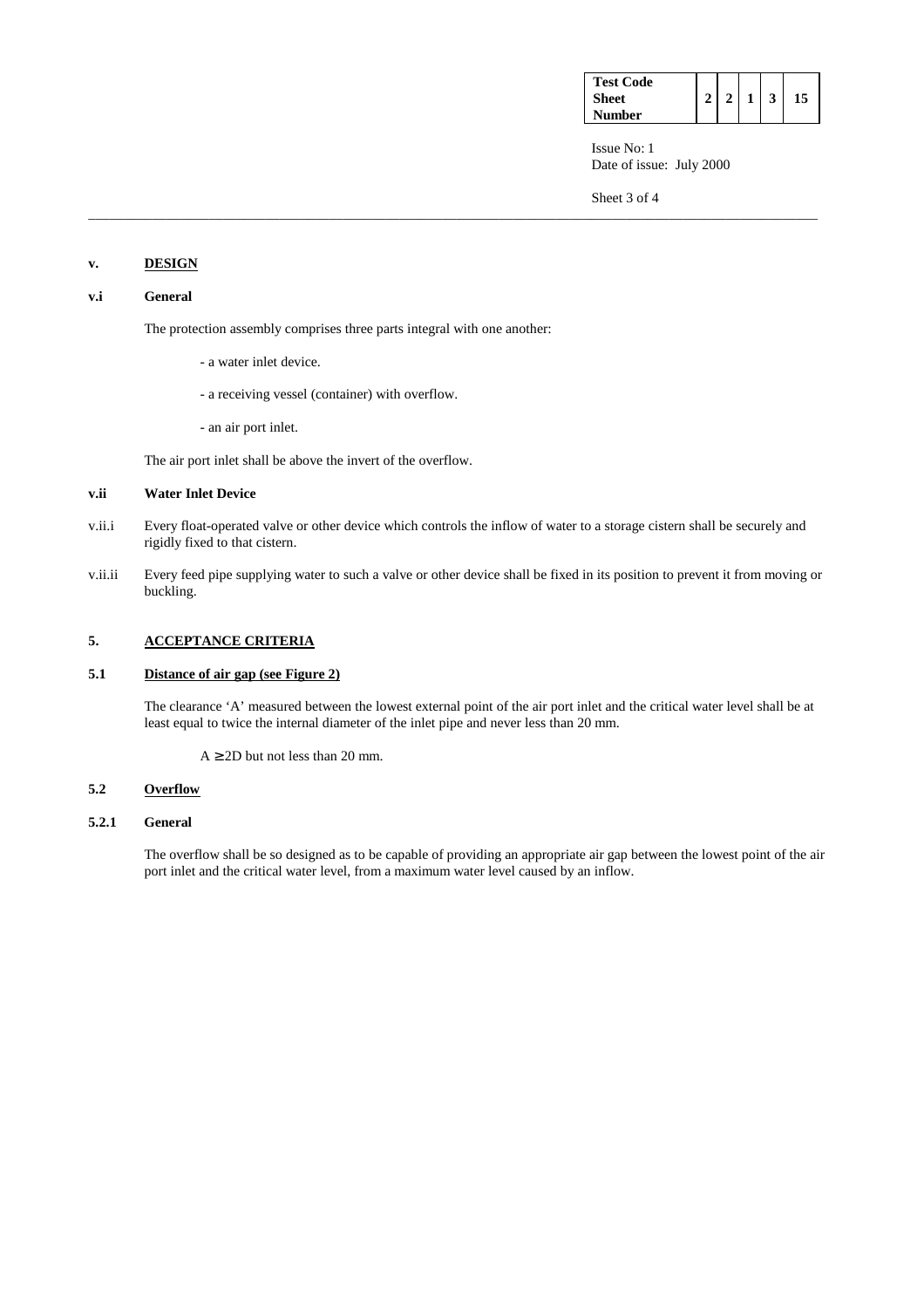## v. DESIGN

### v.i General

The protection assembly comprises three parts integral with one another:

- a water inlet device.
- a receiving vessel (container) with overflow.
- an air port inlet.

The air port inlet shall be above the invert of the overflow.

### v.ii Water Inlet Device

v.ii.i Every float-operated valve or other device which controls the inflow of water to a storage cistern shall be securely and rigidly fixed to that cistern.

v.ii.ii Every feed pipe supplying water to such a valve or other device shall be fixed in its position to prevent it from moving or buckling.

## 5. ACCEPTANCE CRITERIA

### 5.1 Distance of air gap (see Figure 2)

The clearance 'A' measured between the lowest external point of the air port inlet and the critical water level shall be at least equal to twice the internal diameter of the inlet pipe and never less than 20 mm.

$A \geq 2D$ but not less than 20 mm.

### 5.2 Overflow

#### 5.2.1 General

The overflow shall be so designed as to be capable of providing an appropriate air gap between the lowest point of the air port inlet and the critical water level, from a maximum water level caused by an inflow.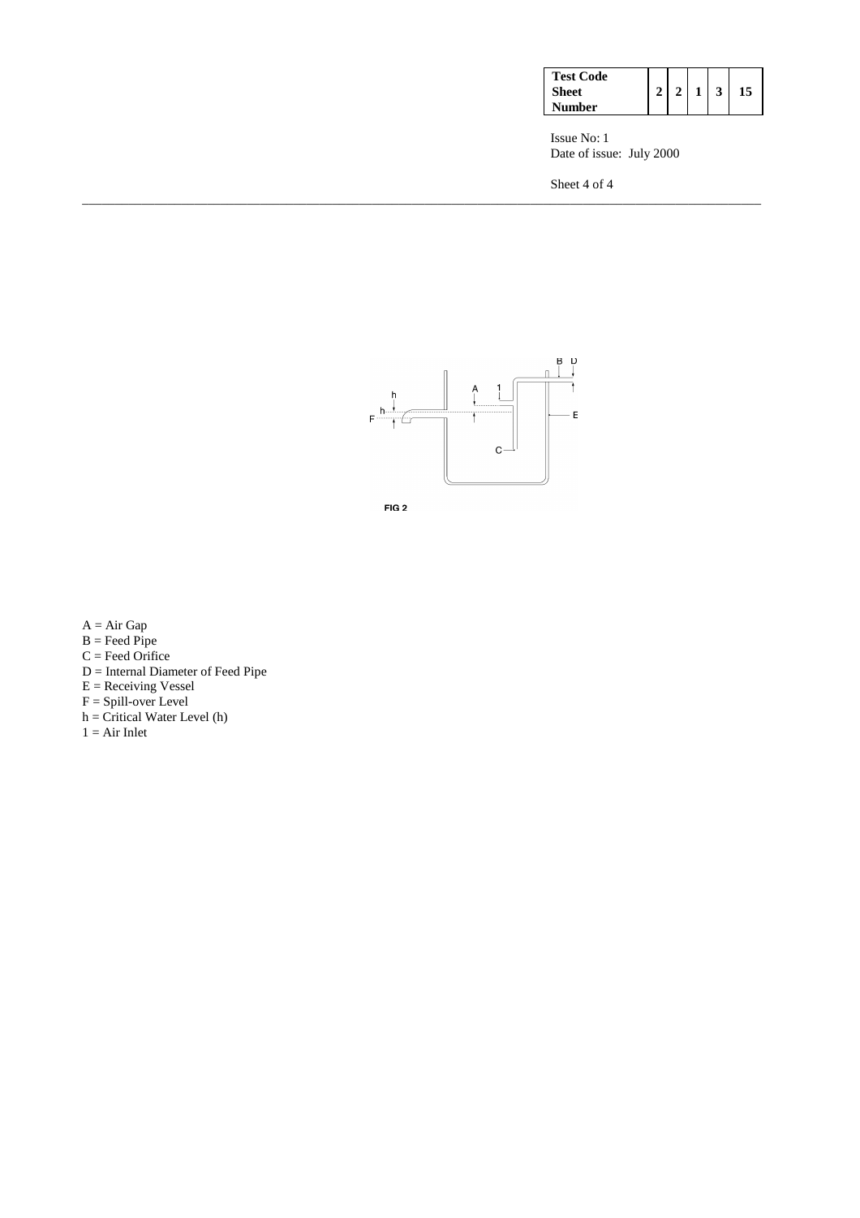FIG 2

A = Air Gap
B = Feed Pipe
C = Feed Orifice
D = Internal Diameter of Feed Pipe
E = Receiving Vessel
F = Spill-over Level
h = Critical Water Level (h)
1 = Air Inlet